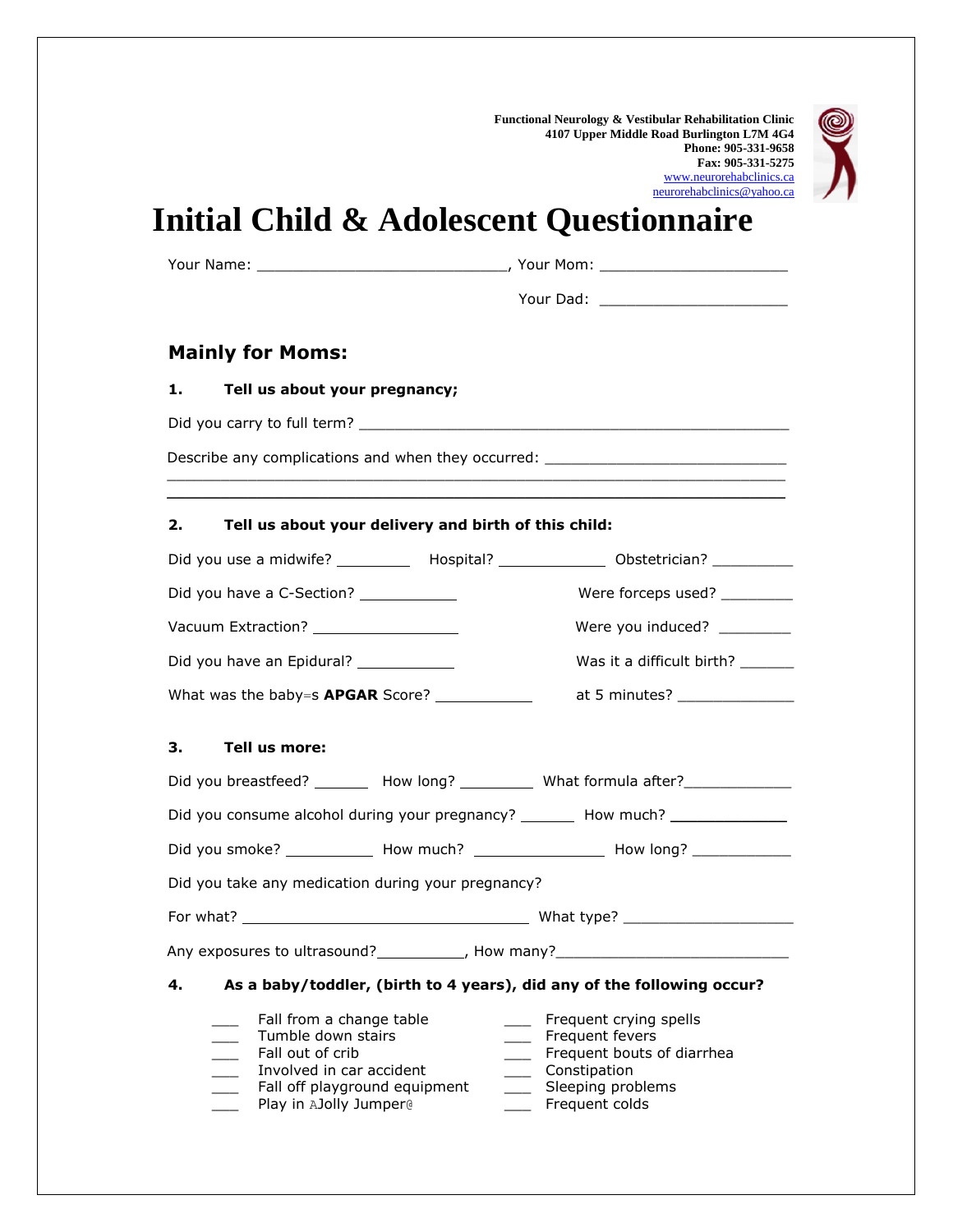**Functional Neurology & Vestibular Rehabilitation Clinic**
**4107 Upper Middle Road Burlington L7M 4G4**
**Phone: 905-331-9658**
**Fax: 905-331-5275**
www.neurorehabclinics.ca
neurorehabclinics@yahoo.ca

# Initial Child & Adolescent Questionnaire

Your Name: ____________________________, Your Mom: _____________________

Your Dad: _____________________

## Mainly for Moms:

**1. Tell us about your pregnancy;**

Did you carry to full term? ________________________________________________

Describe any complications and when they occurred: ___________________________
______________________________________________________________________
______________________________________________________________________

**2. Tell us about your delivery and birth of this child:**

Did you use a midwife? ________ Hospital? ___________ Obstetrician? _________

Did you have a C-Section? ___________ Were forceps used? ________

Vacuum Extraction? ________________ Were you induced? ________

Did you have an Epidural? ___________ Was it a difficult birth? ______

What was the baby=s **APGAR** Score? ___________ at 5 minutes? _____________

**3. Tell us more:**

Did you breastfeed? ______ How long? ________ What formula after?____________

Did you consume alcohol during your pregnancy? ______ How much? _____________

Did you smoke? __________ How much? _______________ How long? ___________

Did you take any medication during your pregnancy?

For what? ________________________________ What type? ___________________

Any exposures to ultrasound?__________, How many?__________________________

**4. As a baby/toddler, (birth to 4 years), did any of the following occur?**

___ Fall from a change table
___ Tumble down stairs
___ Fall out of crib
___ Involved in car accident
___ Fall off playground equipment
___ Play in AJolly Jumper@
___ Frequent crying spells
___ Frequent fevers
___ Frequent bouts of diarrhea
___ Constipation
___ Sleeping problems
___ Frequent colds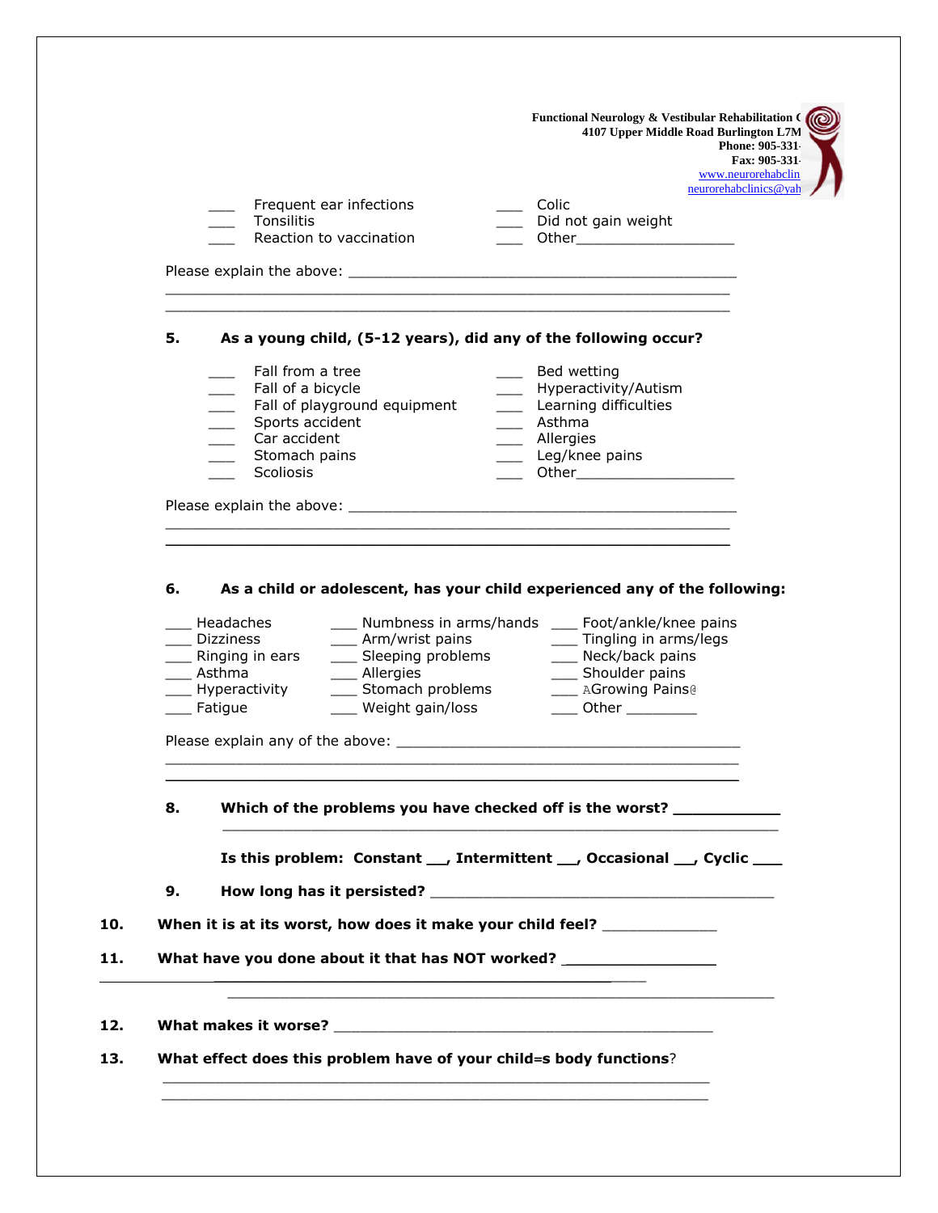Functional Neurology & Vestibular Rehabilitation C
4107 Upper Middle Road Burlington L7M
Phone: 905-331-
Fax: 905-331-
www.neurorehabclin
neurorehabclinics@yah

___ Frequent ear infections
___ Tonsilitis
___ Reaction to vaccination
___ Colic
___ Did not gain weight
___ Other___________________

Please explain the above: ______________________________________________
________________________________________________________________
________________________________________________________________

**5. As a young child, (5-12 years), did any of the following occur?**

___ Fall from a tree
___ Fall of a bicycle
___ Fall of playground equipment
___ Sports accident
___ Car accident
___ Stomach pains
___ Scoliosis
___ Bed wetting
___ Hyperactivity/Autism
___ Learning difficulties
___ Asthma
___ Allergies
___ Leg/knee pains
___ Other___________________

Please explain the above: ______________________________________________
________________________________________________________________
________________________________________________________________

**6. As a child or adolescent, has your child experienced any of the following:**

___ Headaches
___ Dizziness
___ Ringing in ears
___ Asthma
___ Hyperactivity
___ Fatigue
___ Numbness in arms/hands
___ Arm/wrist pains
___ Sleeping problems
___ Allergies
___ Stomach problems
___ Weight gain/loss
___ Foot/ankle/knee pains
___ Tingling in arms/legs
___ Neck/back pains
___ Shoulder pains
___ AGrowing Pains@
___ Other ________

Please explain any of the above: ________________________________________
________________________________________________________________
________________________________________________________________

**8. Which of the problems you have checked off is the worst? ___________**
________________________________________________________________

**Is this problem: Constant __, Intermittent __, Occasional __, Cyclic ___**

**9. How long has it persisted?** ________________________________________

**10. When it is at its worst, how does it make your child feel?** _____________

**11. What have you done about it that has NOT worked?** _________________
________________________________________________________________
________________________________________________________________

**12. What makes it worse?** ___________________________________________

**13. What effect does this problem have of your child=s body functions**?
________________________________________________________________
________________________________________________________________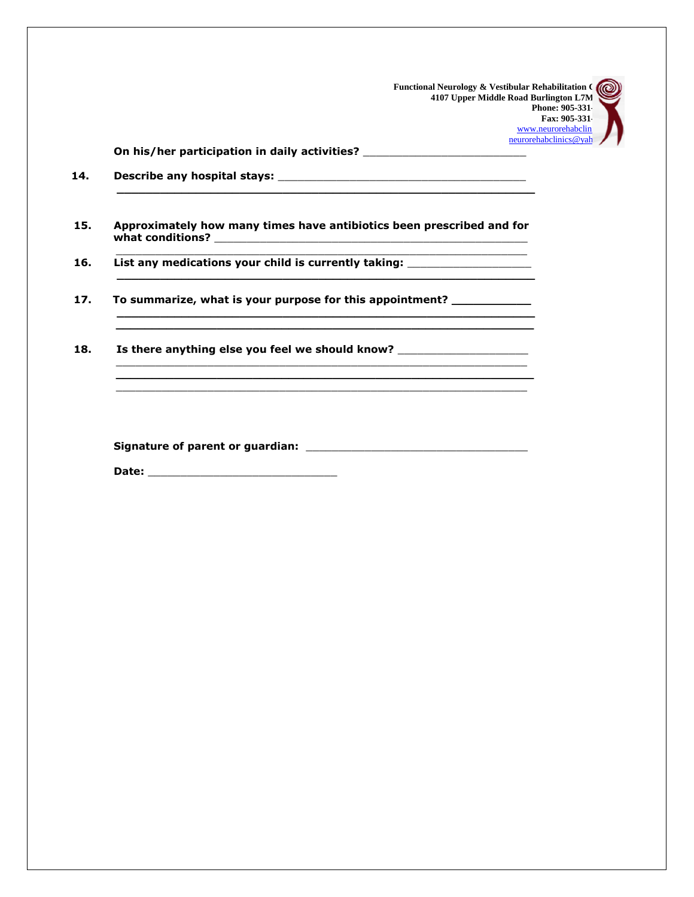Functional Neurology & Vestibular Rehabilitation C
4107 Upper Middle Road Burlington L7M
Phone: 905-331-
Fax: 905-331-
www.neurorehabclin
neurorehabclinics@yah

**On his/her participation in daily activities?** ________________________

**14. Describe any hospital stays:** ____________________________________
____________________________________________________________

**15. Approximately how many times have antibiotics been prescribed and for what conditions?** ____________________________________________
____________________________________________________________

**16. List any medications your child is currently taking:** __________________
____________________________________________________________

**17. To summarize, what is your purpose for this appointment?** ___________
____________________________________________________________
____________________________________________________________

**18. Is there anything else you feel we should know?** ___________________
____________________________________________________________
____________________________________________________________
____________________________________________________________

**Signature of parent or guardian:** ________________________________

**Date:** ____________________________